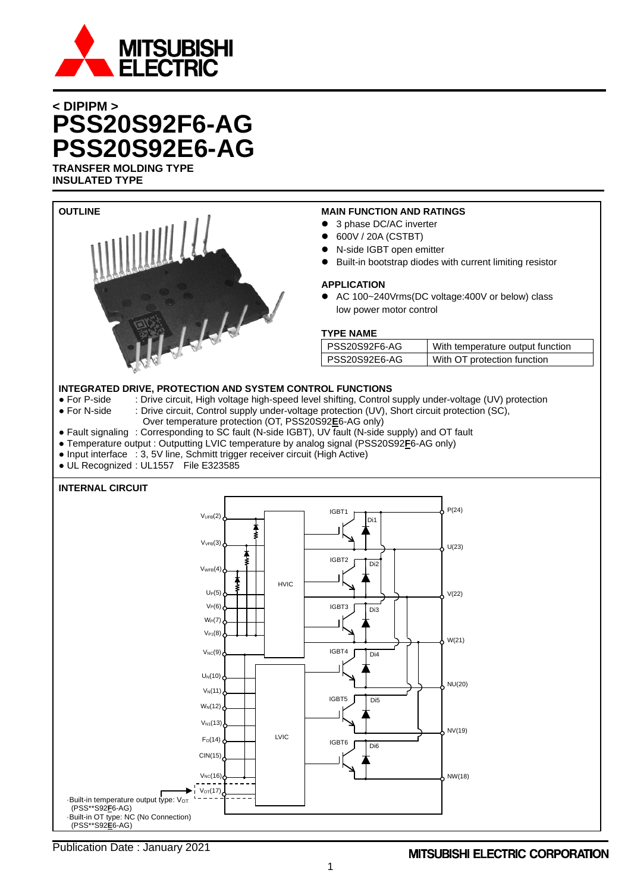## < DIPIPM >

# PSS20S92F6-AG
# PSS20S92E6-AG

**TRANSFER MOLDING TYPE**
**INSULATED TYPE**

**OUTLINE**

**MAIN FUNCTION AND RATINGS**

- 3 phase DC/AC inverter
- 600V / 20A (CSTBT)
- N-side IGBT open emitter
- Built-in bootstrap diodes with current limiting resistor

**APPLICATION**

- AC 100~240Vrms(DC voltage:400V or below) class low power motor control

**TYPE NAME**

| PSS20S92F6-AG | With temperature output function |
|---|---|
| PSS20S92E6-AG | With OT protection function |

**INTEGRATED DRIVE, PROTECTION AND SYSTEM CONTROL FUNCTIONS**

- For P-side : Drive circuit, High voltage high-speed level shifting, Control supply under-voltage (UV) protection
- For N-side : Drive circuit, Control supply under-voltage protection (UV), Short circuit protection (SC), Over temperature protection (OT, PSS20S92**E**6-AG only)
- Fault signaling : Corresponding to SC fault (N-side IGBT), UV fault (N-side supply) and OT fault
- Temperature output : Outputting LVIC temperature by analog signal (PSS20S92**F**6-AG only)
- Input interface : 3, 5V line, Schmitt trigger receiver circuit (High Active)
- UL Recognized : UL1557 File E323585

**INTERNAL CIRCUIT**

$V_{UFB}$(2), $V_{VFB}$(3), $V_{WFB}$(4), $U_P$(5), $V_P$(6), $W_P$(7), $V_{P1}$(8), $V_{NC}$(9), $U_N$(10), $V_N$(11), $W_N$(12), $V_{N1}$(13), $F_O$(14), CIN(15), $V_{NC}$(16), $V_{OT}$(17)

HVIC, LVIC, IGBT1–IGBT6, Di1–Di6

P(24), U(23), V(22), W(21), NU(20), NV(19), NW(18)

·Built-in temperature output type: $V_{OT}$ (PSS**S92**F**6-AG)
·Built-in OT type: NC (No Connection) (PSS**S92**E**6-AG)

Publication Date : January 2021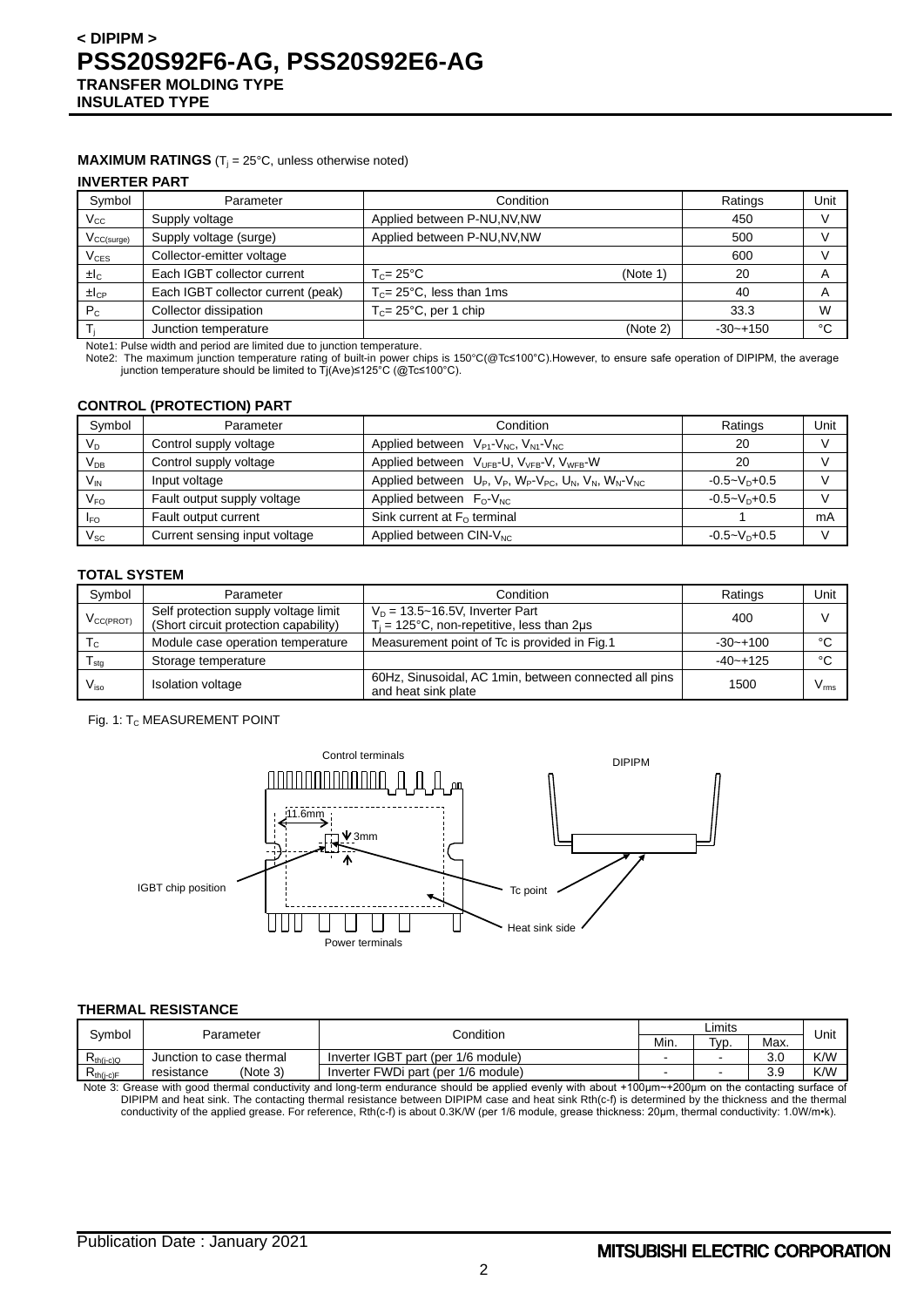## MAXIMUM RATINGS ($T_j$ = 25°C, unless otherwise noted)

### INVERTER PART

| Symbol | Parameter | Condition | Ratings | Unit |
|---|---|---|---|---|
| $V_{CC}$ | Supply voltage | Applied between P-NU,NV,NW | 450 | V |
| $V_{CC(surge)}$ | Supply voltage (surge) | Applied between P-NU,NV,NW | 500 | V |
| $V_{CES}$ | Collector-emitter voltage | | 600 | V |
| $\pm I_C$ | Each IGBT collector current | $T_C$= 25°C (Note 1) | 20 | A |
| $\pm I_{CP}$ | Each IGBT collector current (peak) | $T_C$= 25°C, less than 1ms | 40 | A |
| $P_C$ | Collector dissipation | $T_C$= 25°C, per 1 chip | 33.3 | W |
| $T_j$ | Junction temperature | (Note 2) | -30~+150 | °C |

Note1: Pulse width and period are limited due to junction temperature.
Note2: The maximum junction temperature rating of built-in power chips is 150°C(@Tc≤100°C).However, to ensure safe operation of DIPIPM, the average junction temperature should be limited to Tj(Ave)≤125°C (@Tc≤100°C).

### CONTROL (PROTECTION) PART

| Symbol | Parameter | Condition | Ratings | Unit |
|---|---|---|---|---|
| $V_D$ | Control supply voltage | Applied between $V_{P1}$-$V_{NC}$, $V_{N1}$-$V_{NC}$ | 20 | V |
| $V_{DB}$ | Control supply voltage | Applied between $V_{UFB}$-U, $V_{VFB}$-V, $V_{WFB}$-W | 20 | V |
| $V_{IN}$ | Input voltage | Applied between $U_P$, $V_P$, $W_P$-$V_{PC}$, $U_N$, $V_N$, $W_N$-$V_{NC}$ | -0.5~$V_D$+0.5 | V |
| $V_{FO}$ | Fault output supply voltage | Applied between $F_O$-$V_{NC}$ | -0.5~$V_D$+0.5 | V |
| $I_{FO}$ | Fault output current | Sink current at $F_O$ terminal | 1 | mA |
| $V_{SC}$ | Current sensing input voltage | Applied between CIN-$V_{NC}$ | -0.5~$V_D$+0.5 | V |

### TOTAL SYSTEM

| Symbol | Parameter | Condition | Ratings | Unit |
|---|---|---|---|---|
| $V_{CC(PROT)}$ | Self protection supply voltage limit (Short circuit protection capability) | $V_D$ = 13.5~16.5V, Inverter Part $T_j$ = 125°C, non-repetitive, less than 2μs | 400 | V |
| $T_C$ | Module case operation temperature | Measurement point of Tc is provided in Fig.1 | -30~+100 | °C |
| $T_{stg}$ | Storage temperature | | -40~+125 | °C |
| $V_{iso}$ | Isolation voltage | 60Hz, Sinusoidal, AC 1min, between connected all pins and heat sink plate | 1500 | $V_{rms}$ |

Fig. 1: $T_C$ MEASUREMENT POINT

Control terminals
DIPIPM
11.6mm
3mm
IGBT chip position
Tc point
Heat sink side
Power terminals

### THERMAL RESISTANCE

| Symbol | Parameter | Condition | Limits Min. | Limits Typ. | Limits Max. | Unit |
|---|---|---|---|---|---|---|
| $R_{th(j-c)Q}$ | Junction to case thermal resistance (Note 3) | Inverter IGBT part (per 1/6 module) | - | - | 3.0 | K/W |
| $R_{th(j-c)F}$ | | Inverter FWDi part (per 1/6 module) | - | - | 3.9 | K/W |

Note 3: Grease with good thermal conductivity and long-term endurance should be applied evenly with about +100μm~+200μm on the contacting surface of DIPIPM and heat sink. The contacting thermal resistance between DIPIPM case and heat sink Rth(c-f) is determined by the thickness and the thermal conductivity of the applied grease. For reference, Rth(c-f) is about 0.3K/W (per 1/6 module, grease thickness: 20μm, thermal conductivity: 1.0W/m•k).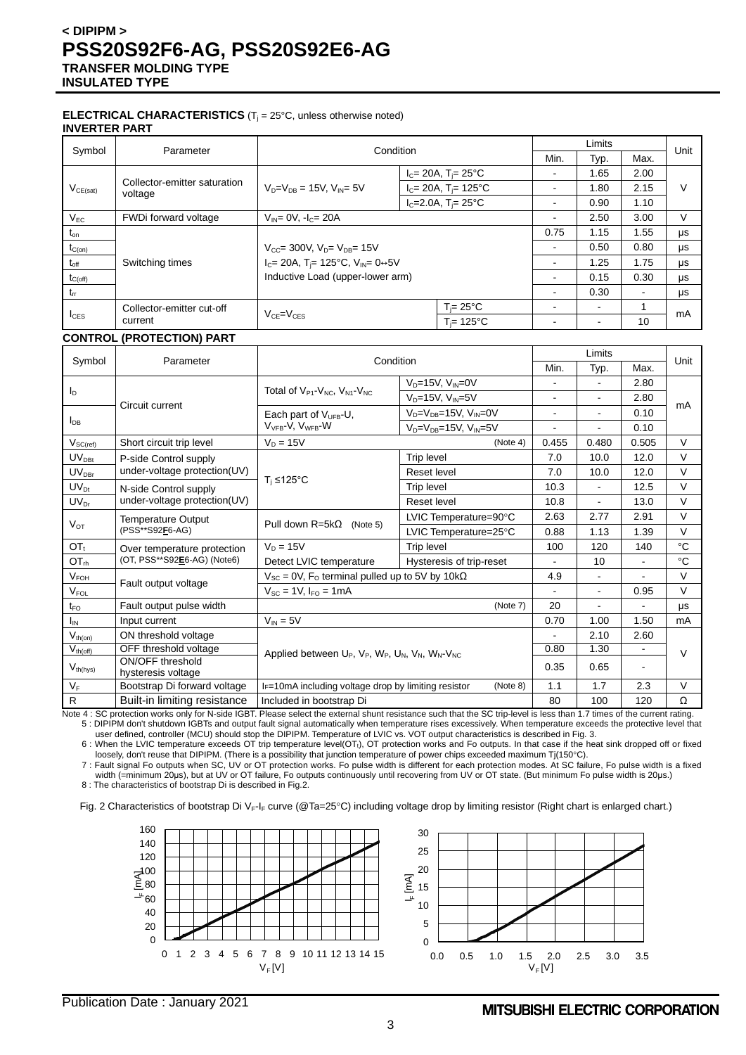## < DIPIPM >
# PSS20S92F6-AG, PSS20S92E6-AG
**TRANSFER MOLDING TYPE**
**INSULATED TYPE**

**ELECTRICAL CHARACTERISTICS** ($T_j$ = 25°C, unless otherwise noted)

**INVERTER PART**

| Symbol | Parameter | Condition | | Limits Min. | Limits Typ. | Limits Max. | Unit |
|---|---|---|---|---|---|---|---|
| $V_{CE(sat)}$ | Collector-emitter saturation voltage | $V_D$=$V_{DB}$ = 15V, $V_{IN}$= 5V | $I_C$= 20A, $T_j$= 25°C | - | 1.65 | 2.00 | V |
| | | | $I_C$= 20A, $T_j$= 125°C | - | 1.80 | 2.15 | |
| | | | $I_C$=2.0A, $T_j$= 25°C | - | 0.90 | 1.10 | |
| $V_{EC}$ | FWDi forward voltage | $V_{IN}$= 0V, -$I_C$= 20A | | - | 2.50 | 3.00 | V |
| $t_{on}$ | Switching times | $V_{CC}$= 300V, $V_D$= $V_{DB}$= 15V<br>$I_C$= 20A, $T_j$= 125°C, $V_{IN}$= 0↔5V<br>Inductive Load (upper-lower arm) | | 0.75 | 1.15 | 1.55 | μs |
| $t_{C(on)}$ | | | | - | 0.50 | 0.80 | μs |
| $t_{off}$ | | | | - | 1.25 | 1.75 | μs |
| $t_{C(off)}$ | | | | - | 0.15 | 0.30 | μs |
| $t_{rr}$ | | | | - | 0.30 | - | μs |
| $I_{CES}$ | Collector-emitter cut-off current | $V_{CE}$=$V_{CES}$ | $T_j$= 25°C | - | - | 1 | mA |
| | | | $T_j$= 125°C | - | - | 10 | |

**CONTROL (PROTECTION) PART**

| Symbol | Parameter | Condition | | Limits Min. | Limits Typ. | Limits Max. | Unit |
|---|---|---|---|---|---|---|---|
| $I_D$ | Circuit current | Total of $V_{P1}$-$V_{NC}$, $V_{N1}$-$V_{NC}$ | $V_D$=15V, $V_{IN}$=0V | - | - | 2.80 | mA |
| | | | $V_D$=15V, $V_{IN}$=5V | - | - | 2.80 | |
| $I_{DB}$ | | Each part of $V_{UFB}$-U, $V_{VFB}$-V, $V_{WFB}$-W | $V_D$=$V_{DB}$=15V, $V_{IN}$=0V | - | - | 0.10 | |
| | | | $V_D$=$V_{DB}$=15V, $V_{IN}$=5V | - | - | 0.10 | |
| $V_{SC(ref)}$ | Short circuit trip level | $V_D$ = 15V | (Note 4) | 0.455 | 0.480 | 0.505 | V |
| $UV_{DBt}$ | P-side Control supply under-voltage protection(UV) | $T_j$ ≤125°C | Trip level | 7.0 | 10.0 | 12.0 | V |
| $UV_{DBr}$ | | | Reset level | 7.0 | 10.0 | 12.0 | V |
| $UV_{Dt}$ | N-side Control supply under-voltage protection(UV) | | Trip level | 10.3 | - | 12.5 | V |
| $UV_{Dr}$ | | | Reset level | 10.8 | - | 13.0 | V |
| $V_{OT}$ | Temperature Output (PSS**S92**F**6-AG) | Pull down R=5kΩ (Note 5) | LVIC Temperature=90°C | 2.63 | 2.77 | 2.91 | V |
| | | | LVIC Temperature=25°C | 0.88 | 1.13 | 1.39 | V |
| $OT_t$ | Over temperature protection (OT, PSS**S92**E**6-AG) (Note6) | $V_D$ = 15V | Trip level | 100 | 120 | 140 | °C |
| $OT_{rh}$ | | Detect LVIC temperature | Hysteresis of trip-reset | - | 10 | - | °C |
| $V_{FOH}$ | Fault output voltage | $V_{SC}$ = 0V, $F_O$ terminal pulled up to 5V by 10kΩ | | 4.9 | - | - | V |
| $V_{FOL}$ | | $V_{SC}$ = 1V, $I_{FO}$ = 1mA | | - | - | 0.95 | V |
| $t_{FO}$ | Fault output pulse width | | (Note 7) | 20 | - | - | μs |
| $I_{IN}$ | Input current | $V_{IN}$ = 5V | | 0.70 | 1.00 | 1.50 | mA |
| $V_{th(on)}$ | ON threshold voltage | Applied between $U_P$, $V_P$, $W_P$, $U_N$, $V_N$, $W_N$-$V_{NC}$ | | - | 2.10 | 2.60 | V |
| $V_{th(off)}$ | OFF threshold voltage | | | 0.80 | 1.30 | - | |
| $V_{th(hys)}$ | ON/OFF threshold hysteresis voltage | | | 0.35 | 0.65 | - | |
| $V_F$ | Bootstrap Di forward voltage | $I_F$=10mA including voltage drop by limiting resistor | (Note 8) | 1.1 | 1.7 | 2.3 | V |
| R | Built-in limiting resistance | Included in bootstrap Di | | 80 | 100 | 120 | Ω |

Note 4 : SC protection works only for N-side IGBT. Please select the external shunt resistance such that the SC trip-level is less than 1.7 times of the current rating.
5 : DIPIPM don't shutdown IGBTs and output fault signal automatically when temperature rises excessively. When temperature exceeds the protective level that user defined, controller (MCU) should stop the DIPIPM. Temperature of LVIC vs. VOT output characteristics is described in Fig. 3.
6 : When the LVIC temperature exceeds OT trip temperature level($OT_t$), OT protection works and Fo outputs. In that case if the heat sink dropped off or fixed loosely, don't reuse that DIPIPM. (There is a possibility that junction temperature of power chips exceeded maximum Tj(150°C).
7 : Fault signal Fo outputs when SC, UV or OT protection works. Fo pulse width is different for each protection modes. At SC failure, Fo pulse width is a fixed width (=minimum 20μs), but at UV or OT failure, Fo outputs continuously until recovering from UV or OT state. (But minimum Fo pulse width is 20μs.)
8 : The characteristics of bootstrap Di is described in Fig.2.

Fig. 2 Characteristics of bootstrap Di $V_F$-$I_F$ curve (@Ta=25°C) including voltage drop by limiting resistor (Right chart is enlarged chart.)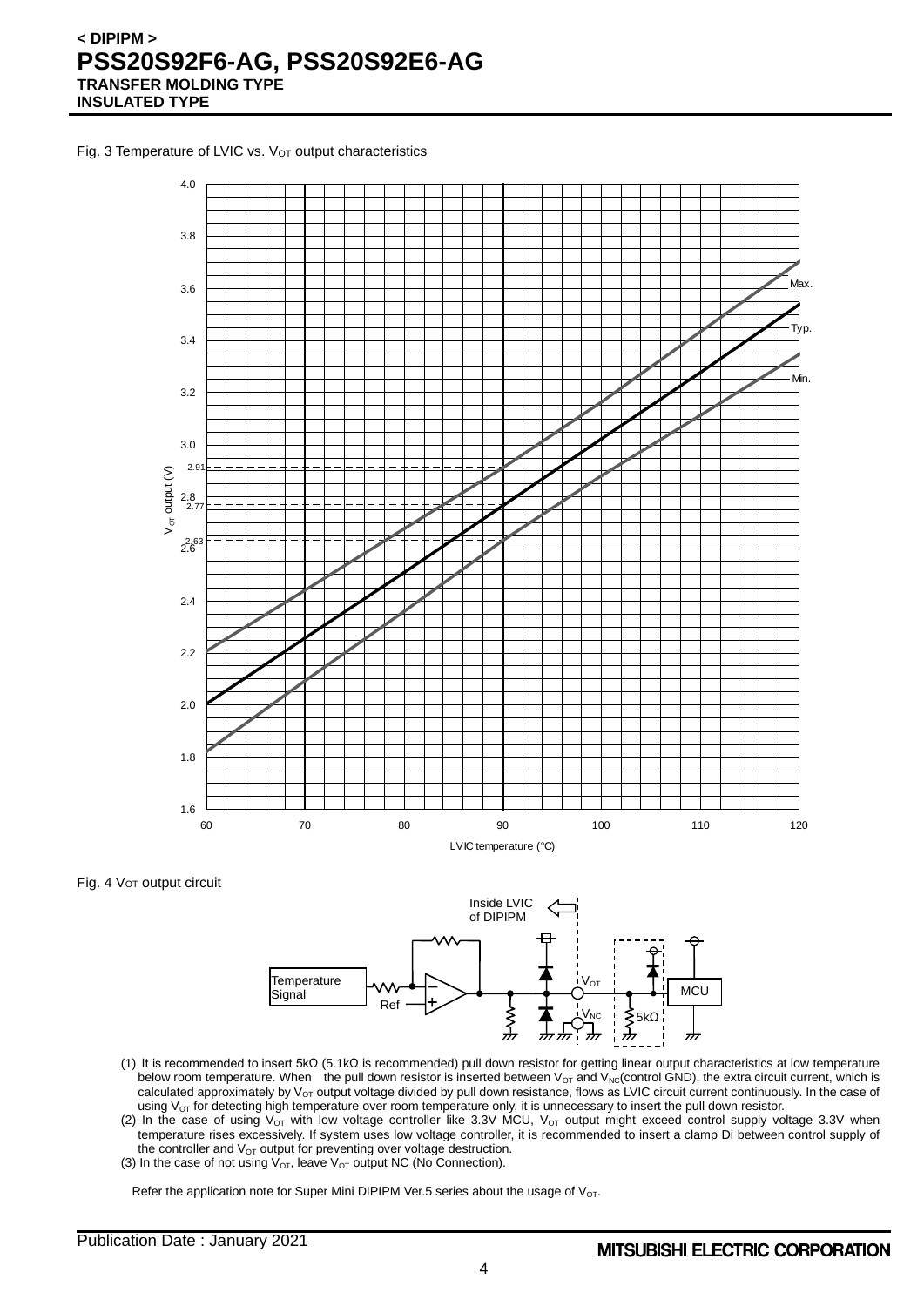Fig. 3 Temperature of LVIC vs. $V_{OT}$ output characteristics

Fig. 4 $V_{OT}$ output circuit

(1) It is recommended to insert 5kΩ (5.1kΩ is recommended) pull down resistor for getting linear output characteristics at low temperature below room temperature. When the pull down resistor is inserted between $V_{OT}$ and $V_{NC}$(control GND), the extra circuit current, which is calculated approximately by $V_{OT}$ output voltage divided by pull down resistance, flows as LVIC circuit current continuously. In the case of using $V_{OT}$ for detecting high temperature over room temperature only, it is unnecessary to insert the pull down resistor.

(2) In the case of using $V_{OT}$ with low voltage controller like 3.3V MCU, $V_{OT}$ output might exceed control supply voltage 3.3V when temperature rises excessively. If system uses low voltage controller, it is recommended to insert a clamp Di between control supply of the controller and $V_{OT}$ output for preventing over voltage destruction.

(3) In the case of not using $V_{OT}$, leave $V_{OT}$ output NC (No Connection).

Refer the application note for Super Mini DIPIPM Ver.5 series about the usage of $V_{OT}$.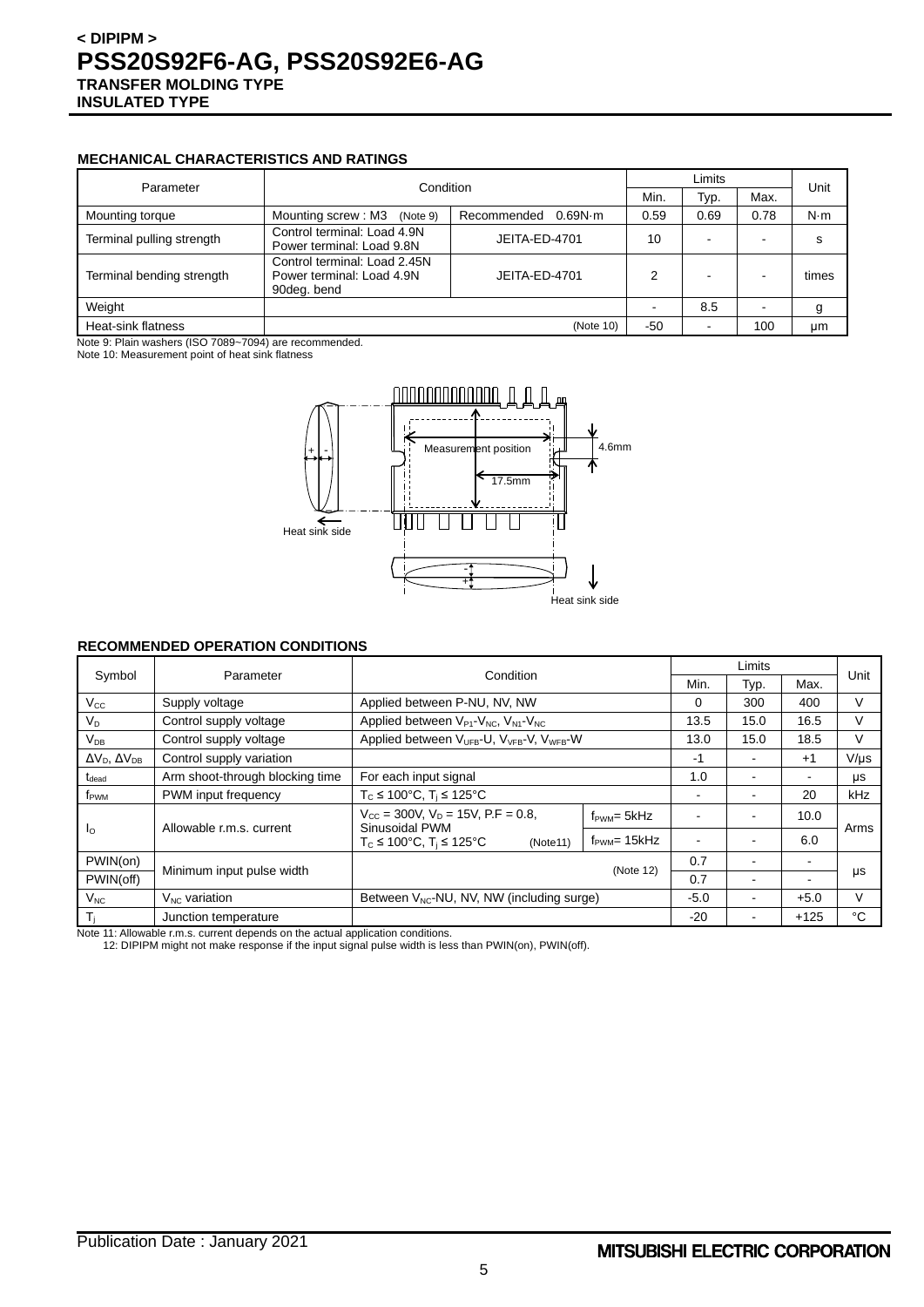## MECHANICAL CHARACTERISTICS AND RATINGS

| Parameter | Condition | | Limits Min. | Typ. | Max. | Unit |
|---|---|---|---|---|---|---|
| Mounting torque | Mounting screw : M3 (Note 9) | Recommended 0.69N·m | 0.59 | 0.69 | 0.78 | N·m |
| Terminal pulling strength | Control terminal: Load 4.9N<br>Power terminal: Load 9.8N | JEITA-ED-4701 | 10 | - | - | s |
| Terminal bending strength | Control terminal: Load 2.45N<br>Power terminal: Load 4.9N<br>90deg. bend | JEITA-ED-4701 | 2 | - | - | times |
| Weight | | | - | 8.5 | - | g |
| Heat-sink flatness | | (Note 10) | -50 | - | 100 | μm |

Note 9: Plain washers (ISO 7089~7094) are recommended.
Note 10: Measurement point of heat sink flatness

Measurement position
4.6mm
17.5mm
Heat sink side
Heat sink side

## RECOMMENDED OPERATION CONDITIONS

| Symbol | Parameter | Condition | | Limits Min. | Typ. | Max. | Unit |
|---|---|---|---|---|---|---|---|
| $V_{CC}$ | Supply voltage | Applied between P-NU, NV, NW | | 0 | 300 | 400 | V |
| $V_D$ | Control supply voltage | Applied between $V_{P1}$-$V_{NC}$, $V_{N1}$-$V_{NC}$ | | 13.5 | 15.0 | 16.5 | V |
| $V_{DB}$ | Control supply voltage | Applied between $V_{UFB}$-U, $V_{VFB}$-V, $V_{WFB}$-W | | 13.0 | 15.0 | 18.5 | V |
| $\Delta V_D$, $\Delta V_{DB}$ | Control supply variation | | | -1 | - | +1 | V/μs |
| $t_{dead}$ | Arm shoot-through blocking time | For each input signal | | 1.0 | - | - | μs |
| $f_{PWM}$ | PWM input frequency | $T_C \le 100°C$, $T_j \le 125°C$ | | - | - | 20 | kHz |
| $I_O$ | Allowable r.m.s. current | $V_{CC}$ = 300V, $V_D$ = 15V, P.F = 0.8, Sinusoidal PWM<br>$T_C \le 100°C$, $T_j \le 125°C$ (Note11) | $f_{PWM}$= 5kHz | - | - | 10.0 | Arms |
| | | | $f_{PWM}$= 15kHz | - | - | 6.0 | |
| PWIN(on) | Minimum input pulse width | (Note 12) | | 0.7 | - | - | μs |
| PWIN(off) | | | | 0.7 | - | - | |
| $V_{NC}$ | $V_{NC}$ variation | Between $V_{NC}$-NU, NV, NW (including surge) | | -5.0 | - | +5.0 | V |
| $T_j$ | Junction temperature | | | -20 | - | +125 | °C |

Note 11: Allowable r.m.s. current depends on the actual application conditions.
12: DIPIPM might not make response if the input signal pulse width is less than PWIN(on), PWIN(off).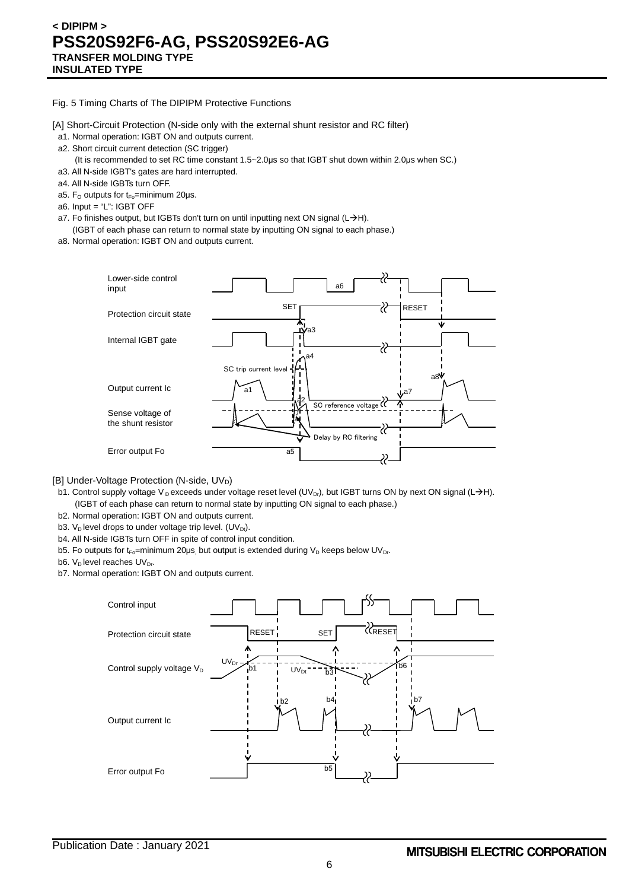Fig. 5 Timing Charts of The DIPIPM Protective Functions

[A] Short-Circuit Protection (N-side only with the external shunt resistor and RC filter)

- a1. Normal operation: IGBT ON and outputs current.
- a2. Short circuit current detection (SC trigger)
  (It is recommended to set RC time constant 1.5~2.0μs so that IGBT shut down within 2.0μs when SC.)
- a3. All N-side IGBT's gates are hard interrupted.
- a4. All N-side IGBTs turn OFF.
- a5. $F_O$ outputs for $t_{Fo}$=minimum 20μs.
- a6. Input = "L": IGBT OFF
- a7. Fo finishes output, but IGBTs don't turn on until inputting next ON signal (L→H).
  (IGBT of each phase can return to normal state by inputting ON signal to each phase.)
- a8. Normal operation: IGBT ON and outputs current.

Lower-side control input | Protection circuit state (SET, RESET) | Internal IGBT gate | Output current Ic (SC trip current level) | Sense voltage of the shunt resistor (SC reference voltage, Delay by RC filtering) | Error output Fo

[B] Under-Voltage Protection (N-side, $UV_D$)

- b1. Control supply voltage $V_D$ exceeds under voltage reset level ($UV_{Dr}$), but IGBT turns ON by next ON signal (L→H).
  (IGBT of each phase can return to normal state by inputting ON signal to each phase.)
- b2. Normal operation: IGBT ON and outputs current.
- b3. $V_D$ level drops to under voltage trip level. ($UV_{Dt}$).
- b4. All N-side IGBTs turn OFF in spite of control input condition.
- b5. Fo outputs for $t_{Fo}$=minimum 20μs, but output is extended during $V_D$ keeps below $UV_{Dr}$.
- b6. $V_D$ level reaches $UV_{Dr}$.
- b7. Normal operation: IGBT ON and outputs current.

Control input | Protection circuit state (RESET, SET, RESET) | Control supply voltage $V_D$ ($UV_{Dr}$, $UV_{Dt}$) | Output current Ic | Error output Fo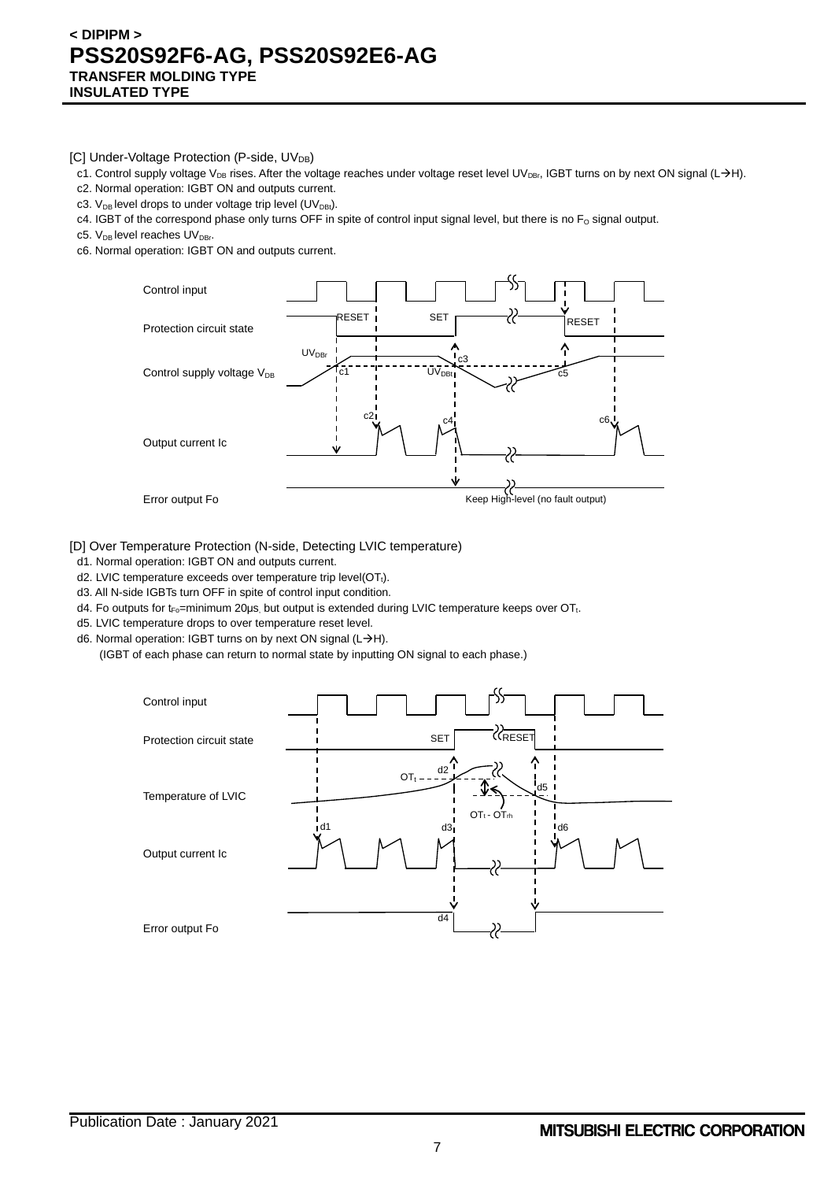[C] Under-Voltage Protection (P-side, $UV_{DB}$)

c1. Control supply voltage $V_{DB}$ rises. After the voltage reaches under voltage reset level $UV_{DBr}$, IGBT turns on by next ON signal (L→H).

c2. Normal operation: IGBT ON and outputs current.

c3. $V_{DB}$ level drops to under voltage trip level ($UV_{DBt}$).

c4. IGBT of the correspond phase only turns OFF in spite of control input signal level, but there is no $F_O$ signal output.

c5. $V_{DB}$ level reaches $UV_{DBr}$.

c6. Normal operation: IGBT ON and outputs current.

Control input

Protection circuit state — RESET — SET — RESET

Control supply voltage $V_{DB}$ — $UV_{DBr}$ — c1 — c3 — $UV_{DBt}$ — c5

Output current Ic — c2 — c4 — c6

Error output Fo — Keep High-level (no fault output)

[D] Over Temperature Protection (N-side, Detecting LVIC temperature)

d1. Normal operation: IGBT ON and outputs current.

d2. LVIC temperature exceeds over temperature trip level($OT_t$).

d3. All N-side IGBTs turn OFF in spite of control input condition.

d4. Fo outputs for $t_{Fo}$=minimum 20μs, but output is extended during LVIC temperature keeps over $OT_t$.

d5. LVIC temperature drops to over temperature reset level.

d6. Normal operation: IGBT turns on by next ON signal (L→H).

(IGBT of each phase can return to normal state by inputting ON signal to each phase.)

Control input

Protection circuit state — SET — RESET

Temperature of LVIC — $OT_t$ — d2 — d5 — $OT_t$ - $OT_{rh}$

Output current Ic — d1 — d3 — d6

Error output Fo — d4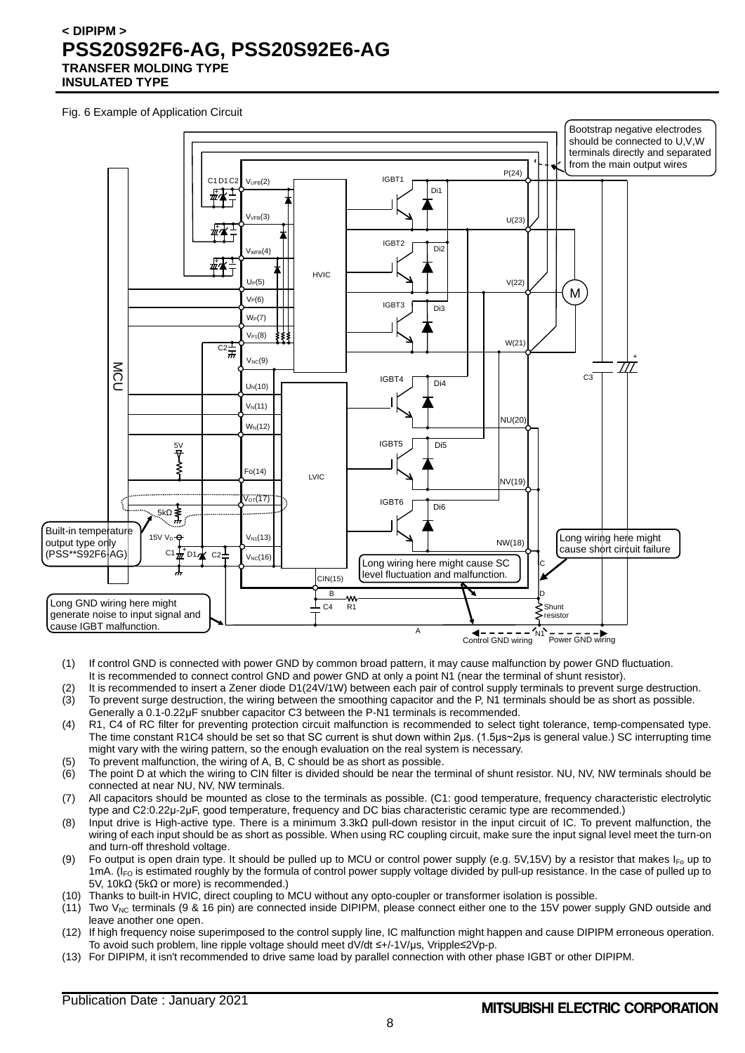## Fig. 6 Example of Application Circuit

(1) If control GND is connected with power GND by common broad pattern, it may cause malfunction by power GND fluctuation. It is recommended to connect control GND and power GND at only a point N1 (near the terminal of shunt resistor).

(2) It is recommended to insert a Zener diode D1(24V/1W) between each pair of control supply terminals to prevent surge destruction.

(3) To prevent surge destruction, the wiring between the smoothing capacitor and the P, N1 terminals should be as short as possible. Generally a 0.1-0.22μF snubber capacitor C3 between the P-N1 terminals is recommended.

(4) R1, C4 of RC filter for preventing protection circuit malfunction is recommended to select tight tolerance, temp-compensated type. The time constant R1C4 should be set so that SC current is shut down within 2μs. (1.5μs~2μs is general value.) SC interrupting time might vary with the wiring pattern, so the enough evaluation on the real system is necessary.

(5) To prevent malfunction, the wiring of A, B, C should be as short as possible.

(6) The point D at which the wiring to CIN filter is divided should be near the terminal of shunt resistor. NU, NV, NW terminals should be connected at near NU, NV, NW terminals.

(7) All capacitors should be mounted as close to the terminals as possible. (C1: good temperature, frequency characteristic electrolytic type and C2:0.22μ-2μF, good temperature, frequency and DC bias characteristic ceramic type are recommended.)

(8) Input drive is High-active type. There is a minimum 3.3kΩ pull-down resistor in the input circuit of IC. To prevent malfunction, the wiring of each input should be as short as possible. When using RC coupling circuit, make sure the input signal level meet the turn-on and turn-off threshold voltage.

(9) Fo output is open drain type. It should be pulled up to MCU or control power supply (e.g. 5V,15V) by a resistor that makes $I_{Fo}$ up to 1mA. ($I_{FO}$ is estimated roughly by the formula of control power supply voltage divided by pull-up resistance. In the case of pulled up to 5V, 10kΩ (5kΩ or more) is recommended.)

(10) Thanks to built-in HVIC, direct coupling to MCU without any opto-coupler or transformer isolation is possible.

(11) Two $V_{NC}$ terminals (9 & 16 pin) are connected inside DIPIPM, please connect either one to the 15V power supply GND outside and leave another one open.

(12) If high frequency noise superimposed to the control supply line, IC malfunction might happen and cause DIPIPM erroneous operation. To avoid such problem, line ripple voltage should meet dV/dt ≤+/-1V/μs, Vripple≤2Vp-p.

(13) For DIPIPM, it isn't recommended to drive same load by parallel connection with other phase IGBT or other DIPIPM.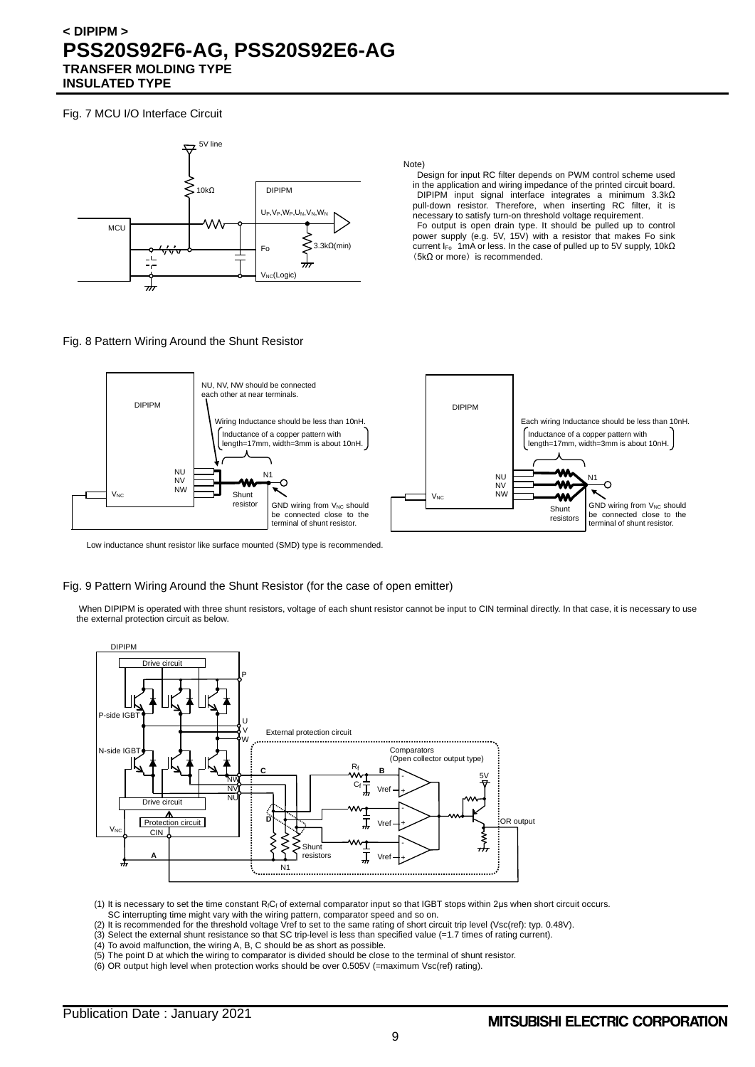# < DIPIPM >
# PSS20S92F6-AG, PSS20S92E6-AG
**TRANSFER MOLDING TYPE**
**INSULATED TYPE**

Fig. 7 MCU I/O Interface Circuit

5V line

10kΩ

DIPIPM

MCU

$U_P,V_P,W_P,U_N,V_N,W_N$

Fo

3.3kΩ(min)

$V_{NC}$(Logic)

Note)
Design for input RC filter depends on PWM control scheme used in the application and wiring impedance of the printed circuit board. DIPIPM input signal interface integrates a minimum 3.3kΩ pull-down resistor. Therefore, when inserting RC filter, it is necessary to satisfy turn-on threshold voltage requirement.
Fo output is open drain type. It should be pulled up to control power supply (e.g. 5V, 15V) with a resistor that makes Fo sink current $I_{Fo}$ 1mA or less. In the case of pulled up to 5V supply, 10kΩ（5kΩ or more）is recommended.

Fig. 8 Pattern Wiring Around the Shunt Resistor

DIPIPM

NU, NV, NW should be connected each other at near terminals.

Wiring Inductance should be less than 10nH.

Inductance of a copper pattern with length=17mm, width=3mm is about 10nH.

NU
NV
NW

$V_{NC}$

N1

Shunt resistor

GND wiring from $V_{NC}$ should be connected close to the terminal of shunt resistor.

DIPIPM

Each wiring Inductance should be less than 10nH.

Inductance of a copper pattern with length=17mm, width=3mm is about 10nH.

NU
NV
NW

$V_{NC}$

N1

Shunt resistors

GND wiring from $V_{NC}$ should be connected close to the terminal of shunt resistor.

Low inductance shunt resistor like surface mounted (SMD) type is recommended.

Fig. 9 Pattern Wiring Around the Shunt Resistor (for the case of open emitter)

When DIPIPM is operated with three shunt resistors, voltage of each shunt resistor cannot be input to CIN terminal directly. In that case, it is necessary to use the external protection circuit as below.

DIPIPM

Drive circuit

P

P-side IGBT

U
V
W

External protection circuit

N-side IGBT

Comparators
(Open collector output type)

$R_f$

C

B

5V

NW
NV
NU

$C_f$

Vref

Drive circuit

D

OR output

Protection circuit

Vref

$V_{NC}$

CIN

Shunt resistors

A

Vref

N1

(1) It is necessary to set the time constant $R_fC_f$ of external comparator input so that IGBT stops within 2μs when short circuit occurs.
SC interrupting time might vary with the wiring pattern, comparator speed and so on.
(2) It is recommended for the threshold voltage Vref to set to the same rating of short circuit trip level (Vsc(ref): typ. 0.48V).
(3) Select the external shunt resistance so that SC trip-level is less than specified value (=1.7 times of rating current).
(4) To avoid malfunction, the wiring A, B, C should be as short as possible.
(5) The point D at which the wiring to comparator is divided should be close to the terminal of shunt resistor.
(6) OR output high level when protection works should be over 0.505V (=maximum Vsc(ref) rating).

Publication Date : January 2021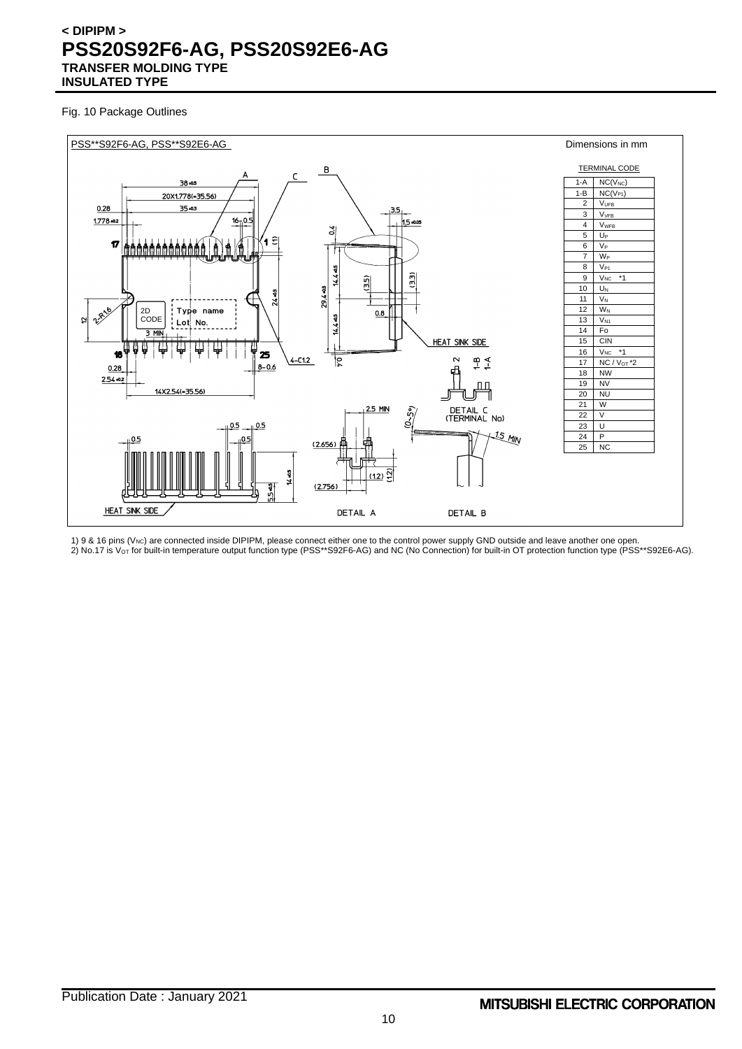# < DIPIPM >

# PSS20S92F6-AG, PSS20S92E6-AG

**TRANSFER MOLDING TYPE**
**INSULATED TYPE**

Fig. 10 Package Outlines

PSS**S92F6-AG, PSS**S92E6-AG

Dimensions in mm

TERMINAL CODE

| | |
|---|---|
| 1-A | $NC(V_{NC})$ |
| 1-B | $NC(V_{P1})$ |
| 2 | $V_{UFB}$ |
| 3 | $V_{VFB}$ |
| 4 | $V_{WFB}$ |
| 5 | $U_P$ |
| 6 | $V_P$ |
| 7 | $W_P$ |
| 8 | $V_{P1}$ |
| 9 | $V_{NC}$ *1 |
| 10 | $U_N$ |
| 11 | $V_N$ |
| 12 | $W_N$ |
| 13 | $V_{N1}$ |
| 14 | Fo |
| 15 | CIN |
| 16 | $V_{NC}$ *1 |
| 17 | NC / $V_{OT}$ *2 |
| 18 | NW |
| 19 | NV |
| 20 | NU |
| 21 | W |
| 22 | V |
| 23 | U |
| 24 | P |
| 25 | NC |

1) 9 & 16 pins ($V_{NC}$) are connected inside DIPIPM, please connect either one to the control power supply GND outside and leave another one open.

2) No.17 is $V_{OT}$ for built-in temperature output function type (PSS**S92F6-AG) and NC (No Connection) for built-in OT protection function type (PSS**S92E6-AG).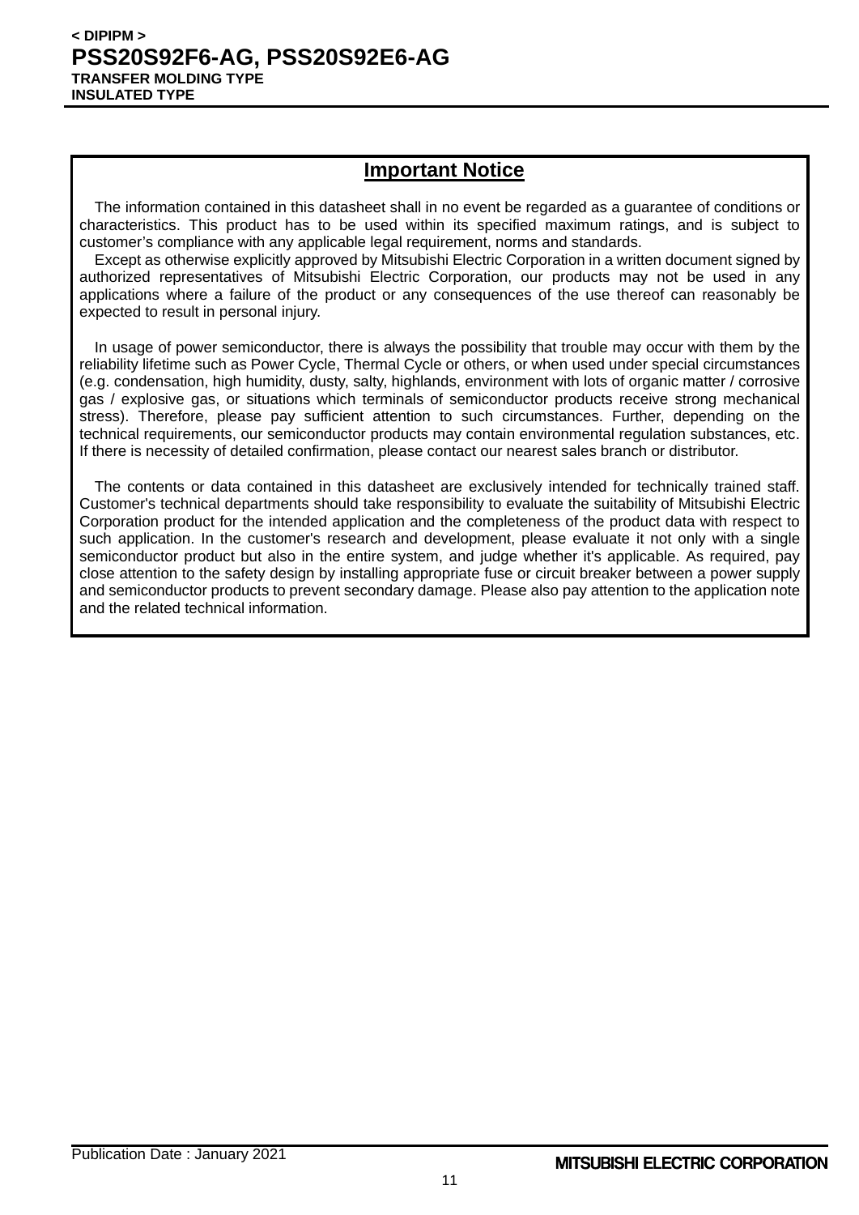## Important Notice

The information contained in this datasheet shall in no event be regarded as a guarantee of conditions or characteristics. This product has to be used within its specified maximum ratings, and is subject to customer's compliance with any applicable legal requirement, norms and standards.

Except as otherwise explicitly approved by Mitsubishi Electric Corporation in a written document signed by authorized representatives of Mitsubishi Electric Corporation, our products may not be used in any applications where a failure of the product or any consequences of the use thereof can reasonably be expected to result in personal injury.

In usage of power semiconductor, there is always the possibility that trouble may occur with them by the reliability lifetime such as Power Cycle, Thermal Cycle or others, or when used under special circumstances (e.g. condensation, high humidity, dusty, salty, highlands, environment with lots of organic matter / corrosive gas / explosive gas, or situations which terminals of semiconductor products receive strong mechanical stress). Therefore, please pay sufficient attention to such circumstances. Further, depending on the technical requirements, our semiconductor products may contain environmental regulation substances, etc. If there is necessity of detailed confirmation, please contact our nearest sales branch or distributor.

The contents or data contained in this datasheet are exclusively intended for technically trained staff. Customer's technical departments should take responsibility to evaluate the suitability of Mitsubishi Electric Corporation product for the intended application and the completeness of the product data with respect to such application. In the customer's research and development, please evaluate it not only with a single semiconductor product but also in the entire system, and judge whether it's applicable. As required, pay close attention to the safety design by installing appropriate fuse or circuit breaker between a power supply and semiconductor products to prevent secondary damage. Please also pay attention to the application note and the related technical information.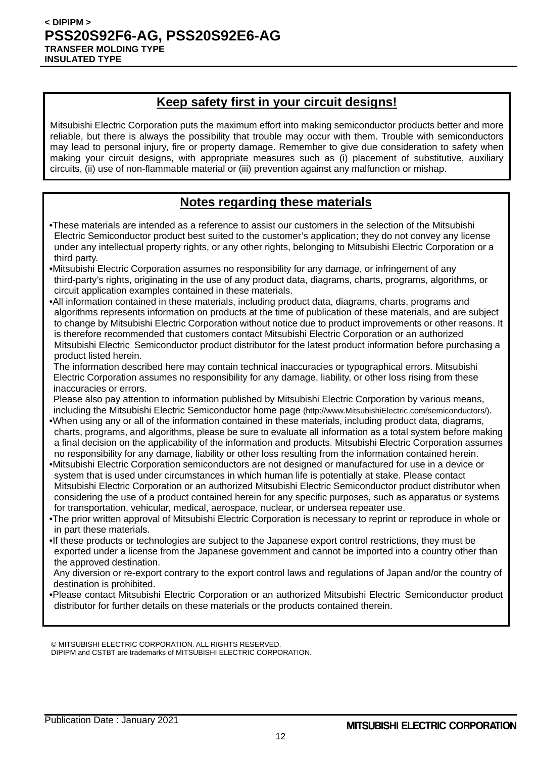## Keep safety first in your circuit designs!

Mitsubishi Electric Corporation puts the maximum effort into making semiconductor products better and more reliable, but there is always the possibility that trouble may occur with them. Trouble with semiconductors may lead to personal injury, fire or property damage. Remember to give due consideration to safety when making your circuit designs, with appropriate measures such as (i) placement of substitutive, auxiliary circuits, (ii) use of non-flammable material or (iii) prevention against any malfunction or mishap.

## Notes regarding these materials

- These materials are intended as a reference to assist our customers in the selection of the Mitsubishi Electric Semiconductor product best suited to the customer's application; they do not convey any license under any intellectual property rights, or any other rights, belonging to Mitsubishi Electric Corporation or a third party.
- Mitsubishi Electric Corporation assumes no responsibility for any damage, or infringement of any third-party's rights, originating in the use of any product data, diagrams, charts, programs, algorithms, or circuit application examples contained in these materials.
- All information contained in these materials, including product data, diagrams, charts, programs and algorithms represents information on products at the time of publication of these materials, and are subject to change by Mitsubishi Electric Corporation without notice due to product improvements or other reasons. It is therefore recommended that customers contact Mitsubishi Electric Corporation or an authorized Mitsubishi Electric Semiconductor product distributor for the latest product information before purchasing a product listed herein.
  The information described here may contain technical inaccuracies or typographical errors. Mitsubishi Electric Corporation assumes no responsibility for any damage, liability, or other loss rising from these inaccuracies or errors.
  Please also pay attention to information published by Mitsubishi Electric Corporation by various means, including the Mitsubishi Electric Semiconductor home page (http://www.MitsubishiElectric.com/semiconductors/).
- When using any or all of the information contained in these materials, including product data, diagrams, charts, programs, and algorithms, please be sure to evaluate all information as a total system before making a final decision on the applicability of the information and products. Mitsubishi Electric Corporation assumes no responsibility for any damage, liability or other loss resulting from the information contained herein.
- Mitsubishi Electric Corporation semiconductors are not designed or manufactured for use in a device or system that is used under circumstances in which human life is potentially at stake. Please contact Mitsubishi Electric Corporation or an authorized Mitsubishi Electric Semiconductor product distributor when considering the use of a product contained herein for any specific purposes, such as apparatus or systems for transportation, vehicular, medical, aerospace, nuclear, or undersea repeater use.
- The prior written approval of Mitsubishi Electric Corporation is necessary to reprint or reproduce in whole or in part these materials.
- If these products or technologies are subject to the Japanese export control restrictions, they must be exported under a license from the Japanese government and cannot be imported into a country other than the approved destination.
  Any diversion or re-export contrary to the export control laws and regulations of Japan and/or the country of destination is prohibited.
- Please contact Mitsubishi Electric Corporation or an authorized Mitsubishi Electric Semiconductor product distributor for further details on these materials or the products contained therein.

© MITSUBISHI ELECTRIC CORPORATION. ALL RIGHTS RESERVED.
DIPIPM and CSTBT are trademarks of MITSUBISHI ELECTRIC CORPORATION.